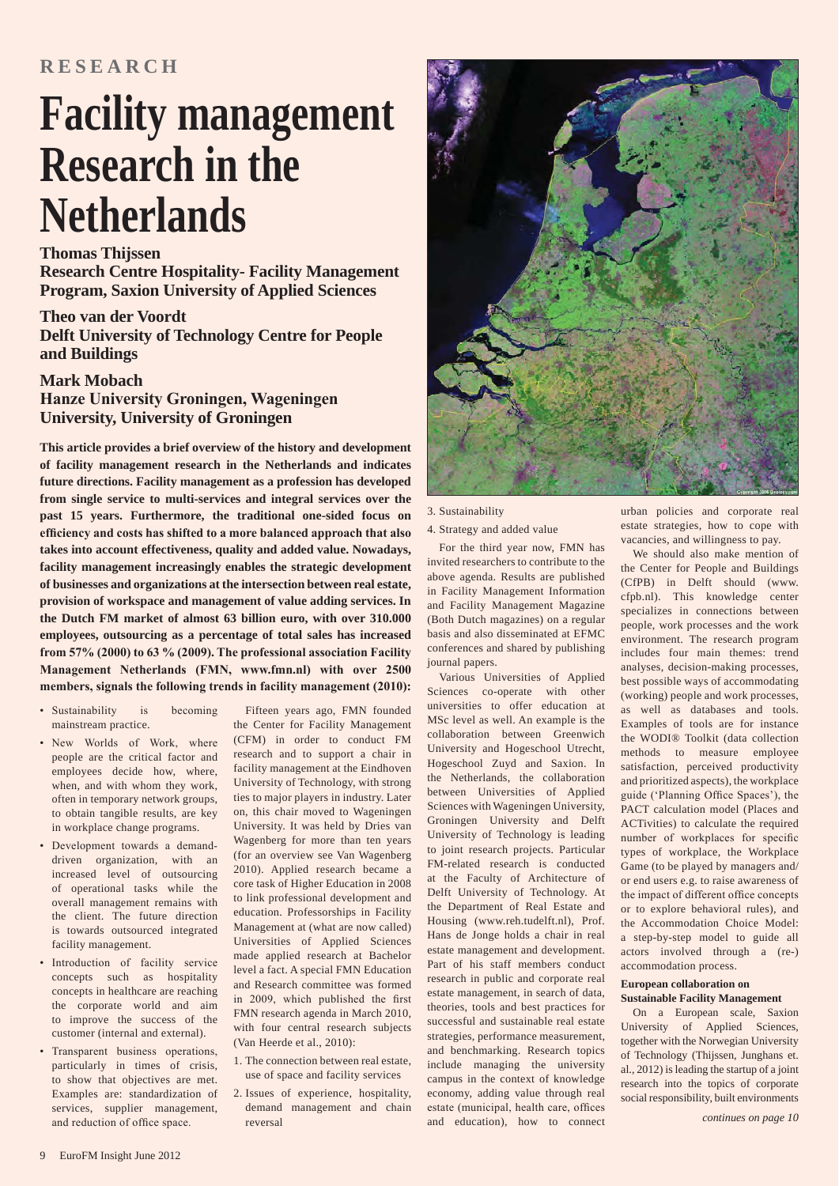RESEARCH

# Facility management Research in the Netherlands

**Thomas Thijssen**
**Research Centre Hospitality- Facility Management Program, Saxion University of Applied Sciences**

**Theo van der Voordt**
**Delft University of Technology Centre for People and Buildings**

**Mark Mobach**
**Hanze University Groningen, Wageningen University, University of Groningen**

**This article provides a brief overview of the history and development of facility management research in the Netherlands and indicates future directions. Facility management as a profession has developed from single service to multi-services and integral services over the past 15 years. Furthermore, the traditional one-sided focus on efficiency and costs has shifted to a more balanced approach that also takes into account effectiveness, quality and added value. Nowadays, facility management increasingly enables the strategic development of businesses and organizations at the intersection between real estate, provision of workspace and management of value adding services. In the Dutch FM market of almost 63 billion euro, with over 310.000 employees, outsourcing as a percentage of total sales has increased from 57% (2000) to 63 % (2009). The professional association Facility Management Netherlands (FMN, www.fmn.nl) with over 2500 members, signals the following trends in facility management (2010):**

- Sustainability is becoming mainstream practice.
- New Worlds of Work, where people are the critical factor and employees decide how, where, when, and with whom they work, often in temporary network groups, to obtain tangible results, are key in workplace change programs.
- Development towards a demand-driven organization, with an increased level of outsourcing of operational tasks while the overall management remains with the client. The future direction is towards outsourced integrated facility management.
- Introduction of facility service concepts such as hospitality concepts in healthcare are reaching the corporate world and aim to improve the success of the customer (internal and external).
- Transparent business operations, particularly in times of crisis, to show that objectives are met. Examples are: standardization of services, supplier management, and reduction of office space.

Fifteen years ago, FMN founded the Center for Facility Management (CFM) in order to conduct FM research and to support a chair in facility management at the Eindhoven University of Technology, with strong ties to major players in industry. Later on, this chair moved to Wageningen University. It was held by Dries van Wagenberg for more than ten years (for an overview see Van Wagenberg 2010). Applied research became a core task of Higher Education in 2008 to link professional development and education. Professorships in Facility Management at (what are now called) Universities of Applied Sciences made applied research at Bachelor level a fact. A special FMN Education and Research committee was formed in 2009, which published the first FMN research agenda in March 2010, with four central research subjects (Van Heerde et al., 2010):

1. The connection between real estate, use of space and facility services
2. Issues of experience, hospitality, demand management and chain reversal
3. Sustainability
4. Strategy and added value

For the third year now, FMN has invited researchers to contribute to the above agenda. Results are published in Facility Management Information and Facility Management Magazine (Both Dutch magazines) on a regular basis and also disseminated at EFMC conferences and shared by publishing journal papers.

Various Universities of Applied Sciences co-operate with other universities to offer education at MSc level as well. An example is the collaboration between Greenwich University and Hogeschool Utrecht, Hogeschool Zuyd and Saxion. In the Netherlands, the collaboration between Universities of Applied Sciences with Wageningen University, Groningen University and Delft University of Technology is leading to joint research projects. Particular FM-related research is conducted at the Faculty of Architecture of Delft University of Technology. At the Department of Real Estate and Housing (www.reh.tudelft.nl), Prof. Hans de Jonge holds a chair in real estate management and development. Part of his staff members conduct research in public and corporate real estate management, in search of data, theories, tools and best practices for successful and sustainable real estate strategies, performance measurement, and benchmarking. Research topics include managing the university campus in the context of knowledge economy, adding value through real estate (municipal, health care, offices and education), how to connect urban policies and corporate real estate strategies, how to cope with vacancies, and willingness to pay.

We should also make mention of the Center for People and Buildings (CfPB) in Delft should (www.cfpb.nl). This knowledge center specializes in connections between people, work processes and the work environment. The research program includes four main themes: trend analyses, decision-making processes, best possible ways of accommodating (working) people and work processes, as well as databases and tools. Examples of tools are for instance the WODI® Toolkit (data collection methods to measure employee satisfaction, perceived productivity and prioritized aspects), the workplace guide ('Planning Office Spaces'), the PACT calculation model (Places and ACTivities) to calculate the required number of workplaces for specific types of workplace, the Workplace Game (to be played by managers and/or end users e.g. to raise awareness of the impact of different office concepts or to explore behavioral rules), and the Accommodation Choice Model: a step-by-step model to guide all actors involved through a (re-) accommodation process.

**European collaboration on Sustainable Facility Management**

On a European scale, Saxion University of Applied Sciences, together with the Norwegian University of Technology (Thijssen, Junghans et. al., 2012) is leading the startup of a joint research into the topics of corporate social responsibility, built environments

*continues on page 10*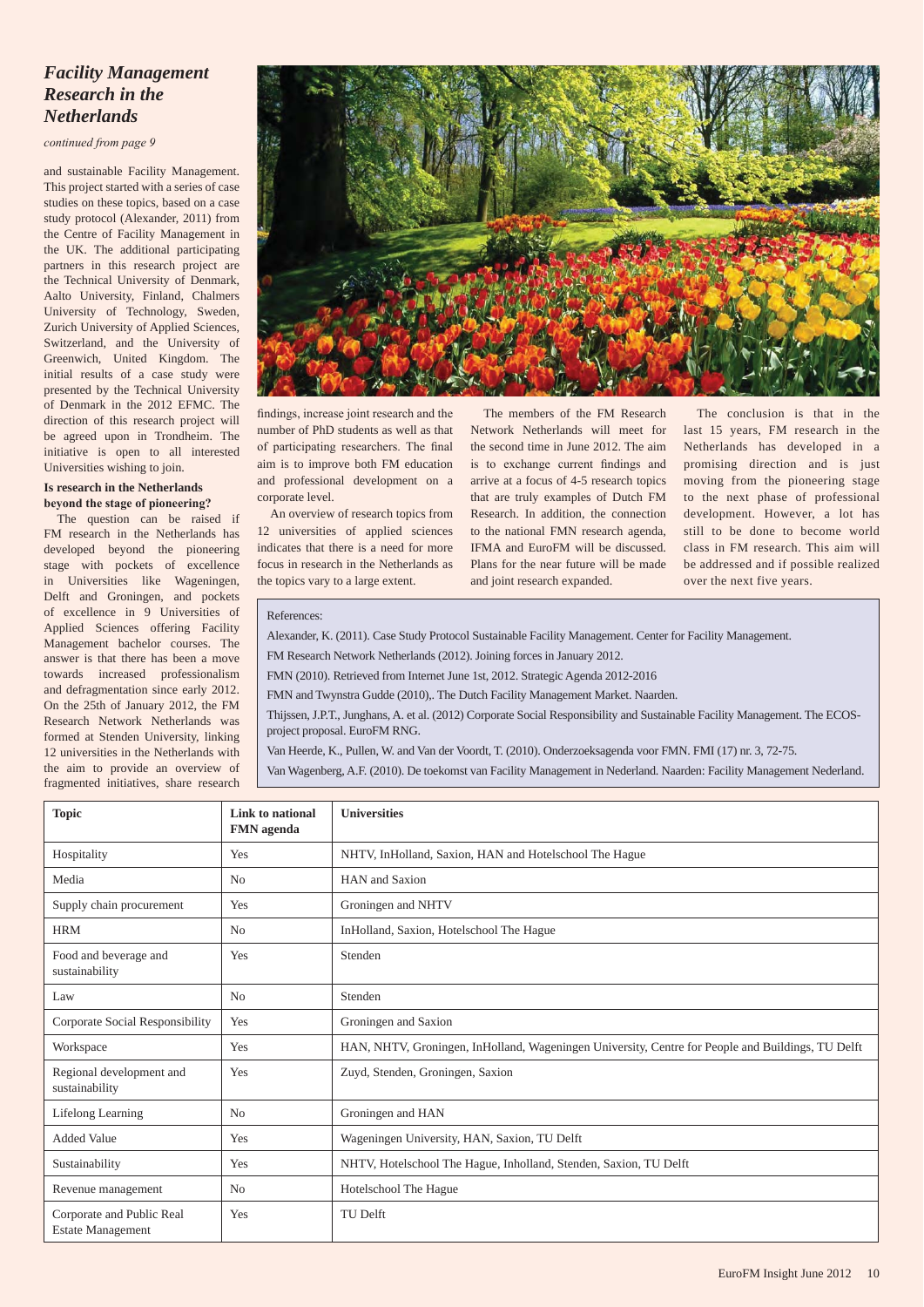## *Facility Management Research in the Netherlands*

*continued from page 9*

and sustainable Facility Management. This project started with a series of case studies on these topics, based on a case study protocol (Alexander, 2011) from the Centre of Facility Management in the UK. The additional participating partners in this research project are the Technical University of Denmark, Aalto University, Finland, Chalmers University of Technology, Sweden, Zurich University of Applied Sciences, Switzerland, and the University of Greenwich, United Kingdom. The initial results of a case study were presented by the Technical University of Denmark in the 2012 EFMC. The direction of this research project will be agreed upon in Trondheim. The initiative is open to all interested Universities wishing to join.

**Is research in the Netherlands beyond the stage of pioneering?**

The question can be raised if FM research in the Netherlands has developed beyond the pioneering stage with pockets of excellence in Universities like Wageningen, Delft and Groningen, and pockets of excellence in 9 Universities of Applied Sciences offering Facility Management bachelor courses. The answer is that there has been a move towards increased professionalism and defragmentation since early 2012. On the 25th of January 2012, the FM Research Network Netherlands was formed at Stenden University, linking 12 universities in the Netherlands with the aim to provide an overview of fragmented initiatives, share research findings, increase joint research and the number of PhD students as well as that of participating researchers. The final aim is to improve both FM education and professional development on a corporate level.

An overview of research topics from 12 universities of applied sciences indicates that there is a need for more focus in research in the Netherlands as the topics vary to a large extent.

The members of the FM Research Network Netherlands will meet for the second time in June 2012. The aim is to exchange current findings and arrive at a focus of 4-5 research topics that are truly examples of Dutch FM Research. In addition, the connection to the national FMN research agenda, IFMA and EuroFM will be discussed. Plans for the near future will be made and joint research expanded.

The conclusion is that in the last 15 years, FM research in the Netherlands has developed in a promising direction and is just moving from the pioneering stage to the next phase of professional development. However, a lot has still to be done to become world class in FM research. This aim will be addressed and if possible realized over the next five years.

References:

Alexander, K. (2011). Case Study Protocol Sustainable Facility Management. Center for Facility Management.

FM Research Network Netherlands (2012). Joining forces in January 2012.

FMN (2010). Retrieved from Internet June 1st, 2012. Strategic Agenda 2012-2016

FMN and Twynstra Gudde (2010),. The Dutch Facility Management Market. Naarden.

Thijssen, J.P.T., Junghans, A. et al. (2012) Corporate Social Responsibility and Sustainable Facility Management. The ECOS-project proposal. EuroFM RNG.

Van Heerde, K., Pullen, W. and Van der Voordt, T. (2010). Onderzoeksagenda voor FMN. FMI (17) nr. 3, 72-75.

Van Wagenberg, A.F. (2010). De toekomst van Facility Management in Nederland. Naarden: Facility Management Nederland.

| Topic | Link to national FMN agenda | Universities |
|---|---|---|
| Hospitality | Yes | NHTV, InHolland, Saxion, HAN and Hotelschool The Hague |
| Media | No | HAN and Saxion |
| Supply chain procurement | Yes | Groningen and NHTV |
| HRM | No | InHolland, Saxion, Hotelschool The Hague |
| Food and beverage and sustainability | Yes | Stenden |
| Law | No | Stenden |
| Corporate Social Responsibility | Yes | Groningen and Saxion |
| Workspace | Yes | HAN, NHTV, Groningen, InHolland, Wageningen University, Centre for People and Buildings, TU Delft |
| Regional development and sustainability | Yes | Zuyd, Stenden, Groningen, Saxion |
| Lifelong Learning | No | Groningen and HAN |
| Added Value | Yes | Wageningen University, HAN, Saxion, TU Delft |
| Sustainability | Yes | NHTV, Hotelschool The Hague, Inholland, Stenden, Saxion, TU Delft |
| Revenue management | No | Hotelschool The Hague |
| Corporate and Public Real Estate Management | Yes | TU Delft |